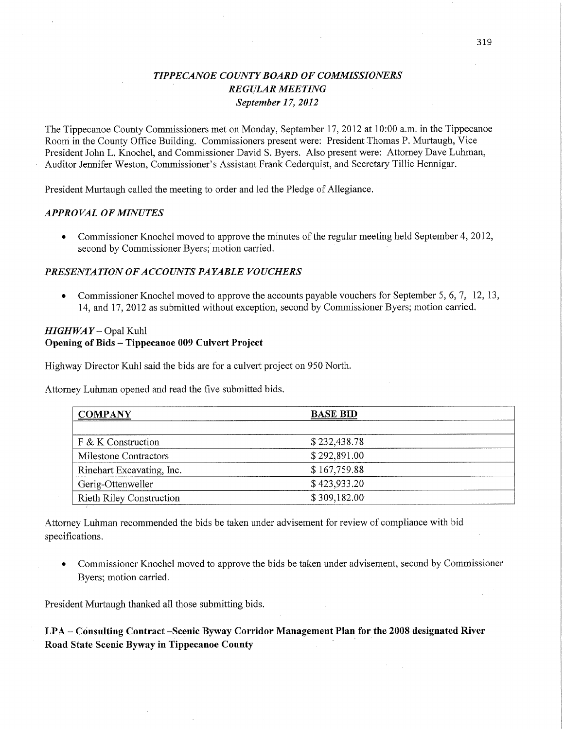# *TIPPECANOE COUNTY BOARD OF COMMISSIONERS*
## *REGULAR MEETING*
### *September 17, 2012*

The Tippecanoe County Commissioners met on Monday, September 17, 2012 at 10:00 a.m. in the Tippecanoe Room in the County Office Building. Commissioners present were: President Thomas P. Murtaugh, Vice President John L. Knochel, and Commissioner David S. Byers. Also present were: Attorney Dave Luhman, Auditor Jennifer Weston, Commissioner's Assistant Frank Cederquist, and Secretary Tillie Hennigar.

President Murtaugh called the meeting to order and led the Pledge of Allegiance.

### *APPROVAL OF MINUTES*

- Commissioner Knochel moved to approve the minutes of the regular meeting held September 4, 2012, second by Commissioner Byers; motion carried.

### *PRESENTATION OF ACCOUNTS PAYABLE VOUCHERS*

- Commissioner Knochel moved to approve the accounts payable vouchers for September 5, 6, 7, 12, 13, 14, and 17, 2012 as submitted without exception, second by Commissioner Byers; motion carried.

### *HIGHWAY* – Opal Kuhl
**Opening of Bids – Tippecanoe 009 Culvert Project**

Highway Director Kuhl said the bids are for a culvert project on 950 North.

Attorney Luhman opened and read the five submitted bids.

| COMPANY | BASE BID |
|---|---|
| | |
| F & K Construction | $ 232,438.78 |
| Milestone Contractors | $ 292,891.00 |
| Rinehart Excavating, Inc. | $ 167,759.88 |
| Gerig-Ottenweller | $ 423,933.20 |
| Rieth Riley Construction | $ 309,182.00 |

Attorney Luhman recommended the bids be taken under advisement for review of compliance with bid specifications.

- Commissioner Knochel moved to approve the bids be taken under advisement, second by Commissioner Byers; motion carried.

President Murtaugh thanked all those submitting bids.

**LPA – Consulting Contract –Scenic Byway Corridor Management Plan for the 2008 designated River Road State Scenic Byway in Tippecanoe County**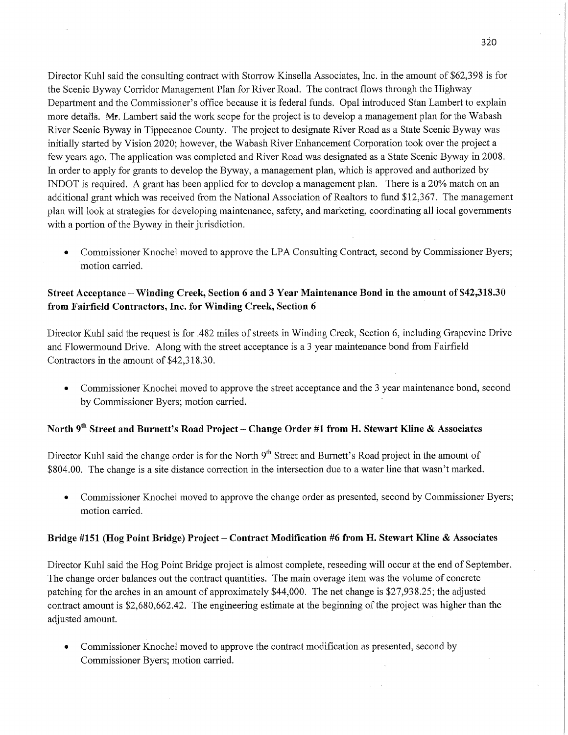Director Kuhl said the consulting contract with Storrow Kinsella Associates, Inc. in the amount of $62,398 is for the Scenic Byway Corridor Management Plan for River Road. The contract flows through the Highway Department and the Commissioner's office because it is federal funds. Opal introduced Stan Lambert to explain more details. Mr. Lambert said the work scope for the project is to develop a management plan for the Wabash River Scenic Byway in Tippecanoe County. The project to designate River Road as a State Scenic Byway was initially started by Vision 2020; however, the Wabash River Enhancement Corporation took over the project a few years ago. The application was completed and River Road was designated as a State Scenic Byway in 2008. In order to apply for grants to develop the Byway, a management plan, which is approved and authorized by INDOT is required. A grant has been applied for to develop a management plan. There is a 20% match on an additional grant which was received from the National Association of Realtors to fund $12,367. The management plan will look at strategies for developing maintenance, safety, and marketing, coordinating all local governments with a portion of the Byway in their jurisdiction.

- Commissioner Knochel moved to approve the LPA Consulting Contract, second by Commissioner Byers; motion carried.

### Street Acceptance – Winding Creek, Section 6 and 3 Year Maintenance Bond in the amount of $42,318.30 from Fairfield Contractors, Inc. for Winding Creek, Section 6

Director Kuhl said the request is for .482 miles of streets in Winding Creek, Section 6, including Grapevine Drive and Flowermound Drive. Along with the street acceptance is a 3 year maintenance bond from Fairfield Contractors in the amount of $42,318.30.

- Commissioner Knochel moved to approve the street acceptance and the 3 year maintenance bond, second by Commissioner Byers; motion carried.

### North 9th Street and Burnett's Road Project – Change Order #1 from H. Stewart Kline & Associates

Director Kuhl said the change order is for the North 9th Street and Burnett's Road project in the amount of $804.00. The change is a site distance correction in the intersection due to a water line that wasn't marked.

- Commissioner Knochel moved to approve the change order as presented, second by Commissioner Byers; motion carried.

### Bridge #151 (Hog Point Bridge) Project – Contract Modification #6 from H. Stewart Kline & Associates

Director Kuhl said the Hog Point Bridge project is almost complete, reseeding will occur at the end of September. The change order balances out the contract quantities. The main overage item was the volume of concrete patching for the arches in an amount of approximately $44,000. The net change is $27,938.25; the adjusted contract amount is $2,680,662.42. The engineering estimate at the beginning of the project was higher than the adjusted amount.

- Commissioner Knochel moved to approve the contract modification as presented, second by Commissioner Byers; motion carried.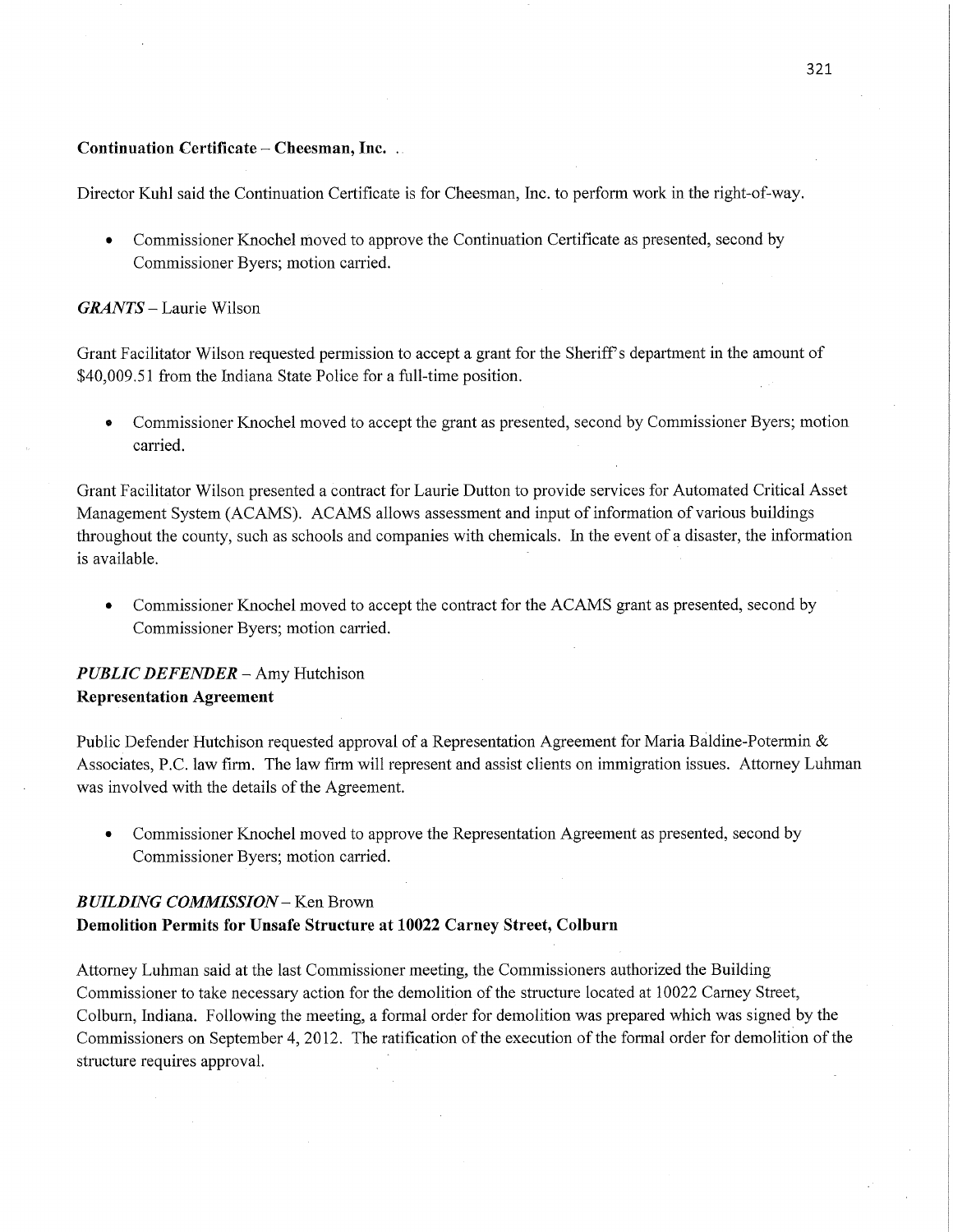**Continuation Certificate – Cheesman, Inc.**

Director Kuhl said the Continuation Certificate is for Cheesman, Inc. to perform work in the right-of-way.

- Commissioner Knochel moved to approve the Continuation Certificate as presented, second by Commissioner Byers; motion carried.

***GRANTS*** – Laurie Wilson

Grant Facilitator Wilson requested permission to accept a grant for the Sheriff's department in the amount of $40,009.51 from the Indiana State Police for a full-time position.

- Commissioner Knochel moved to accept the grant as presented, second by Commissioner Byers; motion carried.

Grant Facilitator Wilson presented a contract for Laurie Dutton to provide services for Automated Critical Asset Management System (ACAMS). ACAMS allows assessment and input of information of various buildings throughout the county, such as schools and companies with chemicals. In the event of a disaster, the information is available.

- Commissioner Knochel moved to accept the contract for the ACAMS grant as presented, second by Commissioner Byers; motion carried.

***PUBLIC DEFENDER*** – Amy Hutchison
**Representation Agreement**

Public Defender Hutchison requested approval of a Representation Agreement for Maria Baldine-Potermin & Associates, P.C. law firm. The law firm will represent and assist clients on immigration issues. Attorney Luhman was involved with the details of the Agreement.

- Commissioner Knochel moved to approve the Representation Agreement as presented, second by Commissioner Byers; motion carried.

***BUILDING COMMISSION*** – Ken Brown
**Demolition Permits for Unsafe Structure at 10022 Carney Street, Colburn**

Attorney Luhman said at the last Commissioner meeting, the Commissioners authorized the Building Commissioner to take necessary action for the demolition of the structure located at 10022 Carney Street, Colburn, Indiana. Following the meeting, a formal order for demolition was prepared which was signed by the Commissioners on September 4, 2012. The ratification of the execution of the formal order for demolition of the structure requires approval.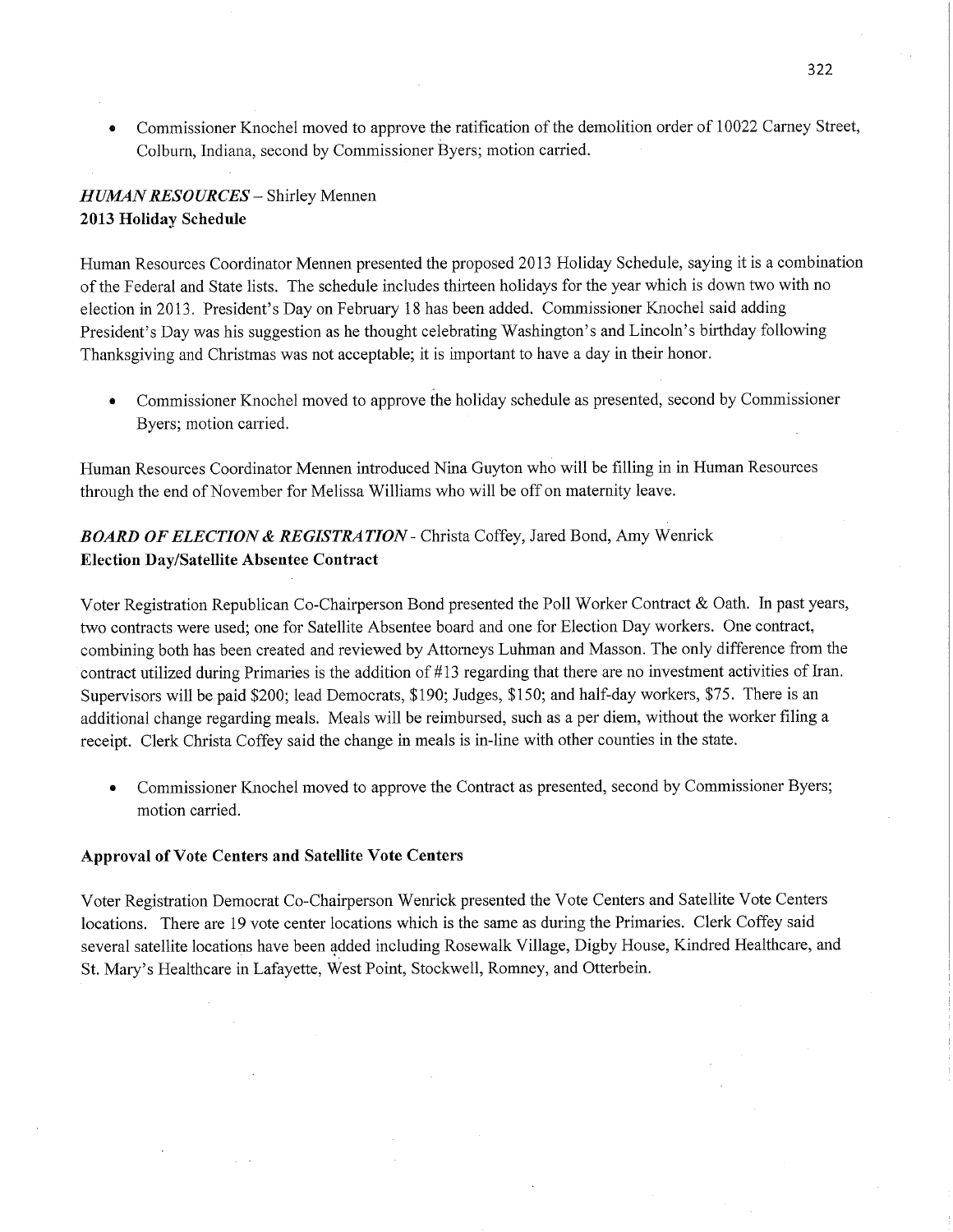- Commissioner Knochel moved to approve the ratification of the demolition order of 10022 Carney Street, Colburn, Indiana, second by Commissioner Byers; motion carried.

***HUMAN RESOURCES*** – Shirley Mennen
**2013 Holiday Schedule**

Human Resources Coordinator Mennen presented the proposed 2013 Holiday Schedule, saying it is a combination of the Federal and State lists. The schedule includes thirteen holidays for the year which is down two with no election in 2013. President's Day on February 18 has been added. Commissioner Knochel said adding President's Day was his suggestion as he thought celebrating Washington's and Lincoln's birthday following Thanksgiving and Christmas was not acceptable; it is important to have a day in their honor.

- Commissioner Knochel moved to approve the holiday schedule as presented, second by Commissioner Byers; motion carried.

Human Resources Coordinator Mennen introduced Nina Guyton who will be filling in in Human Resources through the end of November for Melissa Williams who will be off on maternity leave.

***BOARD OF ELECTION & REGISTRATION*** - Christa Coffey, Jared Bond, Amy Wenrick
**Election Day/Satellite Absentee Contract**

Voter Registration Republican Co-Chairperson Bond presented the Poll Worker Contract & Oath. In past years, two contracts were used; one for Satellite Absentee board and one for Election Day workers. One contract, combining both has been created and reviewed by Attorneys Luhman and Masson. The only difference from the contract utilized during Primaries is the addition of #13 regarding that there are no investment activities of Iran. Supervisors will be paid $200; lead Democrats, $190; Judges, $150; and half-day workers, $75. There is an additional change regarding meals. Meals will be reimbursed, such as a per diem, without the worker filing a receipt. Clerk Christa Coffey said the change in meals is in-line with other counties in the state.

- Commissioner Knochel moved to approve the Contract as presented, second by Commissioner Byers; motion carried.

**Approval of Vote Centers and Satellite Vote Centers**

Voter Registration Democrat Co-Chairperson Wenrick presented the Vote Centers and Satellite Vote Centers locations. There are 19 vote center locations which is the same as during the Primaries. Clerk Coffey said several satellite locations have been added including Rosewalk Village, Digby House, Kindred Healthcare, and St. Mary's Healthcare in Lafayette, West Point, Stockwell, Romney, and Otterbein.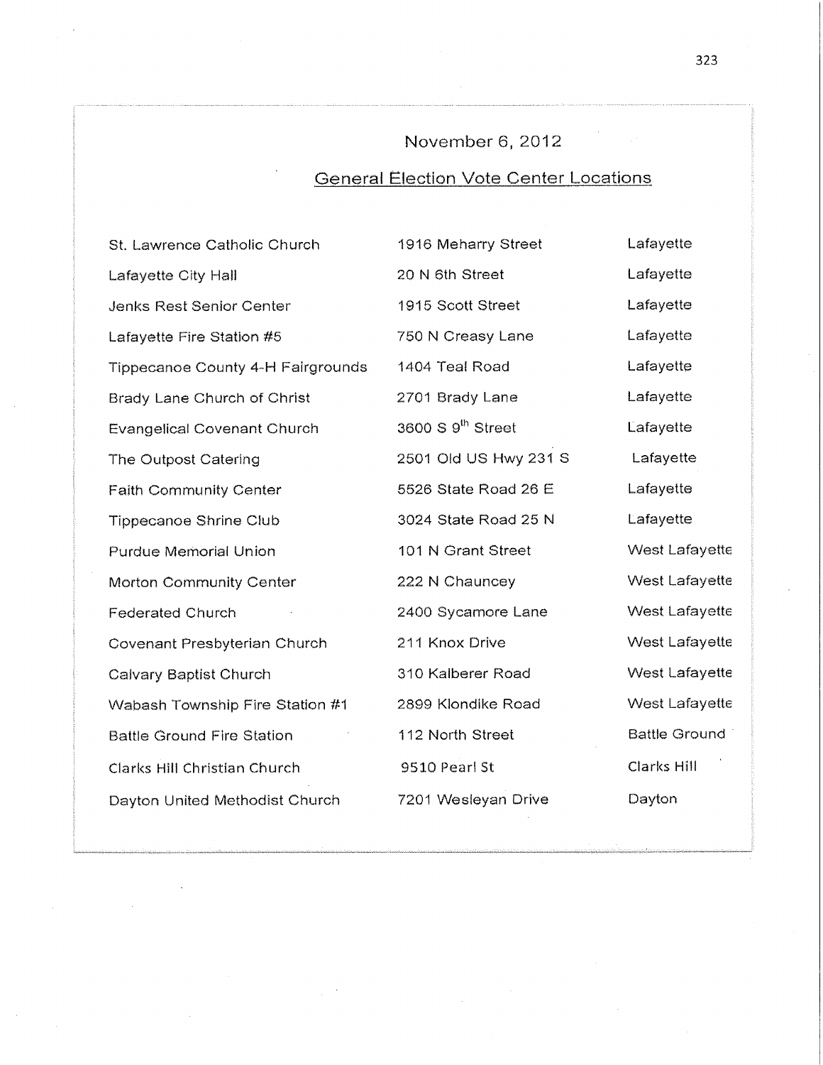November 6, 2012

## General Election Vote Center Locations

| | | |
|---|---|---|
| St. Lawrence Catholic Church | 1916 Meharry Street | Lafayette |
| Lafayette City Hall | 20 N 6th Street | Lafayette |
| Jenks Rest Senior Center | 1915 Scott Street | Lafayette |
| Lafayette Fire Station #5 | 750 N Creasy Lane | Lafayette |
| Tippecanoe County 4-H Fairgrounds | 1404 Teal Road | Lafayette |
| Brady Lane Church of Christ | 2701 Brady Lane | Lafayette |
| Evangelical Covenant Church | 3600 S 9th Street | Lafayette |
| The Outpost Catering | 2501 Old US Hwy 231 S | Lafayette |
| Faith Community Center | 5526 State Road 26 E | Lafayette |
| Tippecanoe Shrine Club | 3024 State Road 25 N | Lafayette |
| Purdue Memorial Union | 101 N Grant Street | West Lafayette |
| Morton Community Center | 222 N Chauncey | West Lafayette |
| Federated Church | 2400 Sycamore Lane | West Lafayette |
| Covenant Presbyterian Church | 211 Knox Drive | West Lafayette |
| Calvary Baptist Church | 310 Kalberer Road | West Lafayette |
| Wabash Township Fire Station #1 | 2899 Klondike Road | West Lafayette |
| Battle Ground Fire Station | 112 North Street | Battle Ground |
| Clarks Hill Christian Church | 9510 Pearl St | Clarks Hill |
| Dayton United Methodist Church | 7201 Wesleyan Drive | Dayton |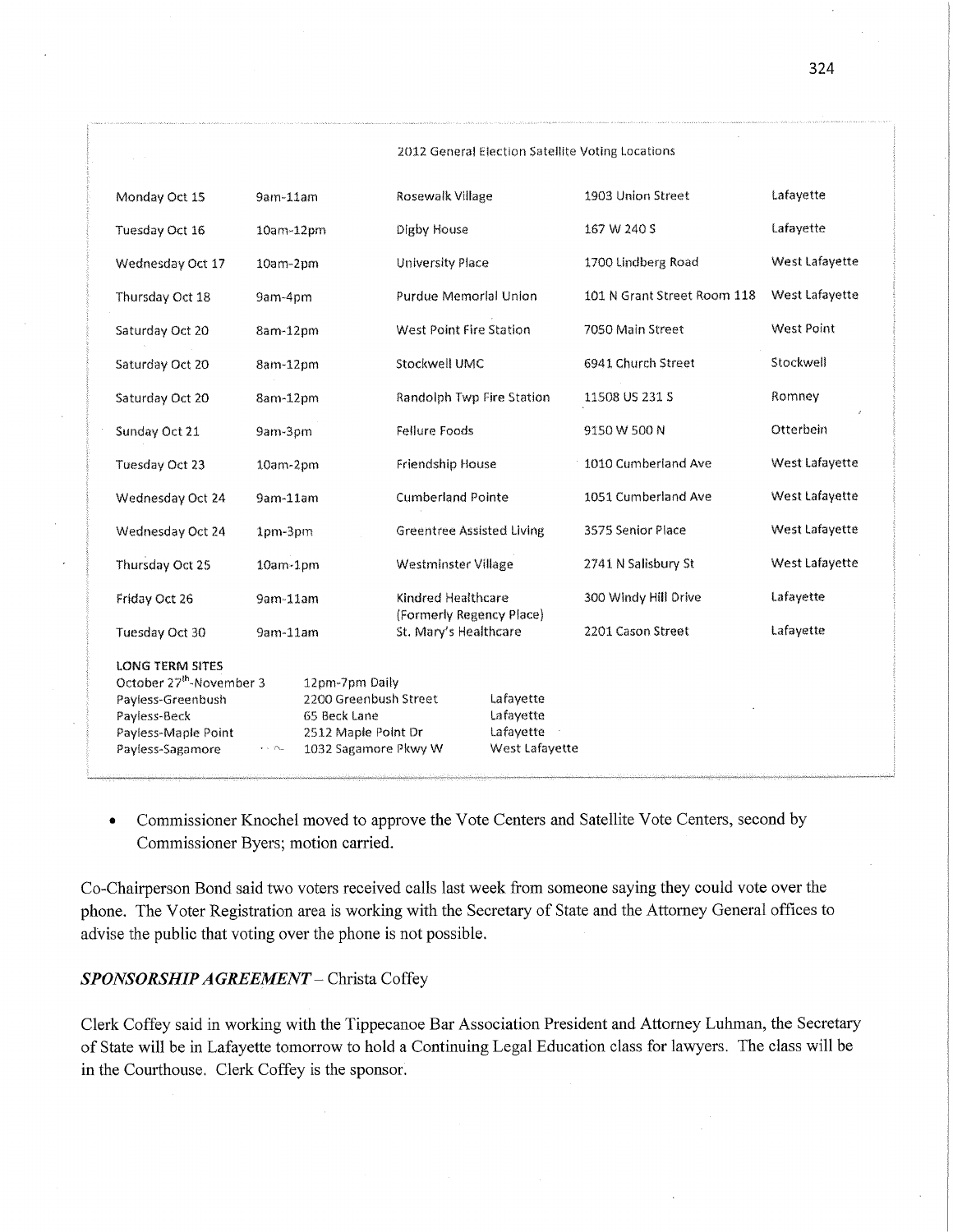2012 General Election Satellite Voting Locations

| | | | | |
|---|---|---|---|---|
| Monday Oct 15 | 9am-11am | Rosewalk Village | 1903 Union Street | Lafayette |
| Tuesday Oct 16 | 10am-12pm | Digby House | 167 W 240 S | Lafayette |
| Wednesday Oct 17 | 10am-2pm | University Place | 1700 Lindberg Road | West Lafayette |
| Thursday Oct 18 | 9am-4pm | Purdue Memorial Union | 101 N Grant Street Room 118 | West Lafayette |
| Saturday Oct 20 | 8am-12pm | West Point Fire Station | 7050 Main Street | West Point |
| Saturday Oct 20 | 8am-12pm | Stockwell UMC | 6941 Church Street | Stockwell |
| Saturday Oct 20 | 8am-12pm | Randolph Twp Fire Station | 11508 US 231 S | Romney |
| Sunday Oct 21 | 9am-3pm | Fellure Foods | 9150 W 500 N | Otterbein |
| Tuesday Oct 23 | 10am-2pm | Friendship House | 1010 Cumberland Ave | West Lafayette |
| Wednesday Oct 24 | 9am-11am | Cumberland Pointe | 1051 Cumberland Ave | West Lafayette |
| Wednesday Oct 24 | 1pm-3pm | Greentree Assisted Living | 3575 Senior Place | West Lafayette |
| Thursday Oct 25 | 10am-1pm | Westminster Village | 2741 N Salisbury St | West Lafayette |
| Friday Oct 26 | 9am-11am | Kindred Healthcare (Formerly Regency Place) | 300 Windy Hill Drive | Lafayette |
| Tuesday Oct 30 | 9am-11am | St. Mary's Healthcare | 2201 Cason Street | Lafayette |

LONG TERM SITES

| | | |
|---|---|---|
| October 27th-November 3 | 12pm-7pm Daily | |
| Payless-Greenbush | 2200 Greenbush Street | Lafayette |
| Payless-Beck | 65 Beck Lane | Lafayette |
| Payless-Maple Point | 2512 Maple Point Dr | Lafayette |
| Payless-Sagamore | 1032 Sagamore Pkwy W | West Lafayette |

- Commissioner Knochel moved to approve the Vote Centers and Satellite Vote Centers, second by Commissioner Byers; motion carried.

Co-Chairperson Bond said two voters received calls last week from someone saying they could vote over the phone. The Voter Registration area is working with the Secretary of State and the Attorney General offices to advise the public that voting over the phone is not possible.

***SPONSORSHIP AGREEMENT*** – Christa Coffey

Clerk Coffey said in working with the Tippecanoe Bar Association President and Attorney Luhman, the Secretary of State will be in Lafayette tomorrow to hold a Continuing Legal Education class for lawyers. The class will be in the Courthouse. Clerk Coffey is the sponsor.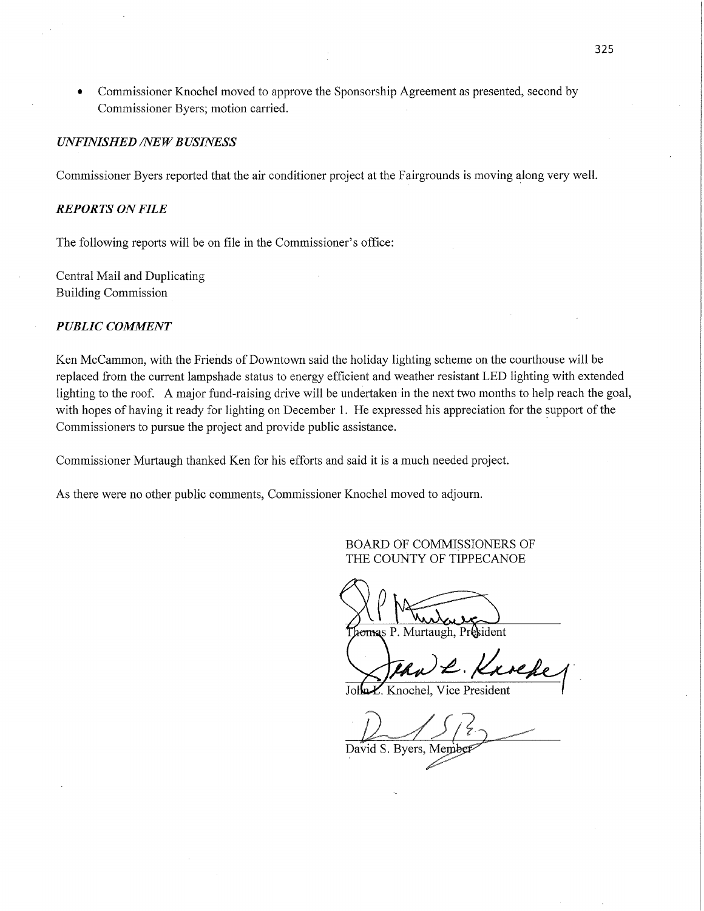- Commissioner Knochel moved to approve the Sponsorship Agreement as presented, second by Commissioner Byers; motion carried.

### *UNFINISHED /NEW BUSINESS*

Commissioner Byers reported that the air conditioner project at the Fairgrounds is moving along very well.

### *REPORTS ON FILE*

The following reports will be on file in the Commissioner's office:

Central Mail and Duplicating
Building Commission

### *PUBLIC COMMENT*

Ken McCammon, with the Friends of Downtown said the holiday lighting scheme on the courthouse will be replaced from the current lampshade status to energy efficient and weather resistant LED lighting with extended lighting to the roof. A major fund-raising drive will be undertaken in the next two months to help reach the goal, with hopes of having it ready for lighting on December 1. He expressed his appreciation for the support of the Commissioners to pursue the project and provide public assistance.

Commissioner Murtaugh thanked Ken for his efforts and said it is a much needed project.

As there were no other public comments, Commissioner Knochel moved to adjourn.

BOARD OF COMMISSIONERS OF
THE COUNTY OF TIPPECANOE

Thomas P. Murtaugh, President

John L. Knochel, Vice President

David S. Byers, Member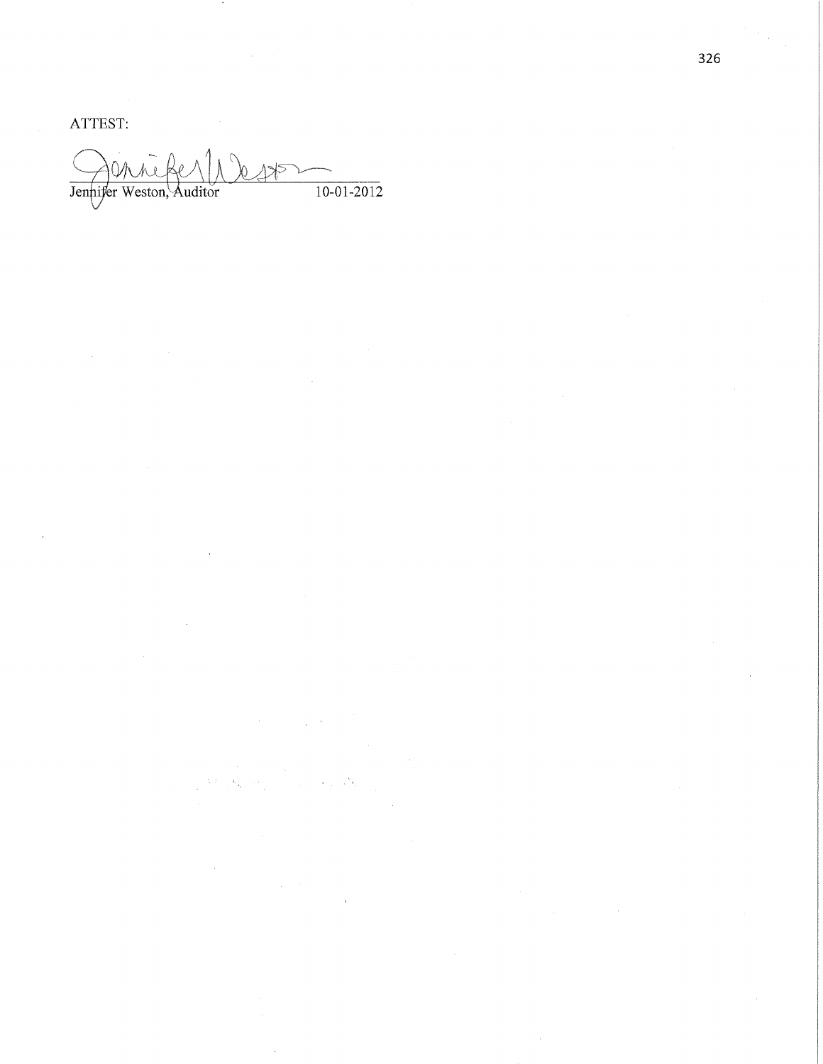ATTEST:

Jennifer Weston, Auditor 10-01-2012